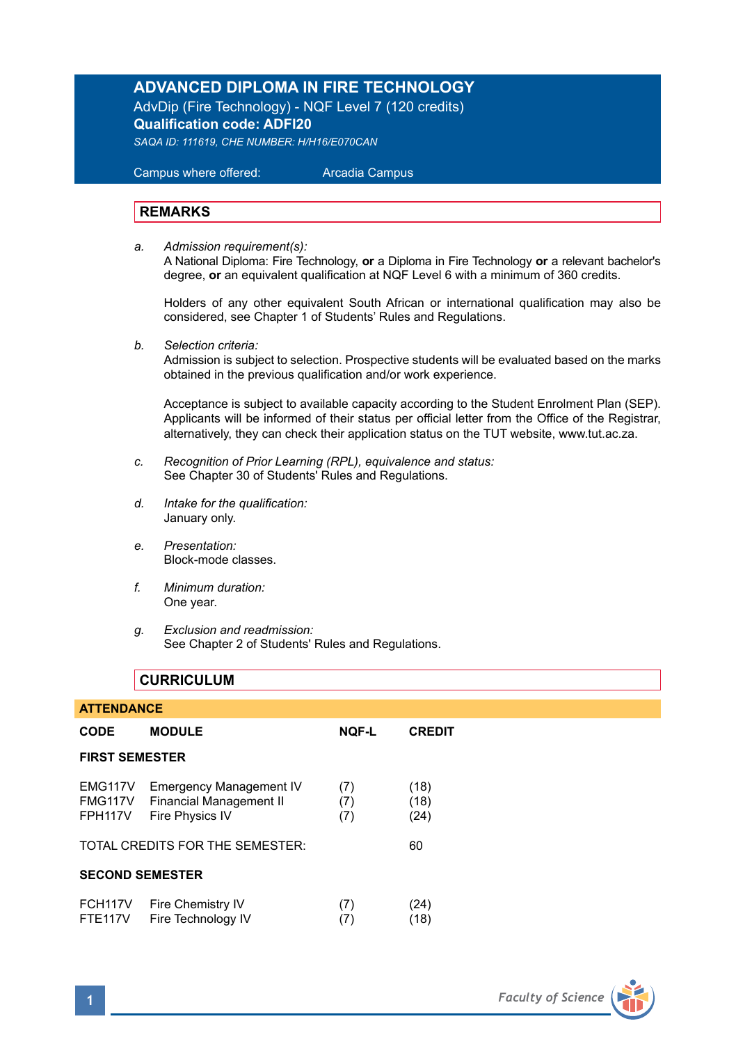# ADVANCED DIPLOMA IN FIRE TECHNOLOGY

AdvDip (Fire Technology) - NQF Level 7 (120 credits)

**Qualification code: ADFI20**

*SAQA ID: 111619, CHE NUMBER: H/H16/E070CAN*

Campus where offered: Arcadia Campus

## REMARKS

a. *Admission requirement(s):*
A National Diploma: Fire Technology, **or** a Diploma in Fire Technology **or** a relevant bachelor's degree, **or** an equivalent qualification at NQF Level 6 with a minimum of 360 credits.

Holders of any other equivalent South African or international qualification may also be considered, see Chapter 1 of Students' Rules and Regulations.

b. *Selection criteria:*
Admission is subject to selection. Prospective students will be evaluated based on the marks obtained in the previous qualification and/or work experience.

Acceptance is subject to available capacity according to the Student Enrolment Plan (SEP). Applicants will be informed of their status per official letter from the Office of the Registrar, alternatively, they can check their application status on the TUT website, www.tut.ac.za.

c. *Recognition of Prior Learning (RPL), equivalence and status:*
See Chapter 30 of Students' Rules and Regulations.

d. *Intake for the qualification:*
January only.

e. *Presentation:*
Block-mode classes.

f. *Minimum duration:*
One year.

g. *Exclusion and readmission:*
See Chapter 2 of Students' Rules and Regulations.

## CURRICULUM

**ATTENDANCE**

| CODE | MODULE | NQF-L | CREDIT |
|---|---|---|---|
| **FIRST SEMESTER** | | | |
| EMG117V | Emergency Management IV | (7) | (18) |
| FMG117V | Financial Management II | (7) | (18) |
| FPH117V | Fire Physics IV | (7) | (24) |
| TOTAL CREDITS FOR THE SEMESTER: | | | 60 |
| **SECOND SEMESTER** | | | |
| FCH117V | Fire Chemistry IV | (7) | (24) |
| FTE117V | Fire Technology IV | (7) | (18) |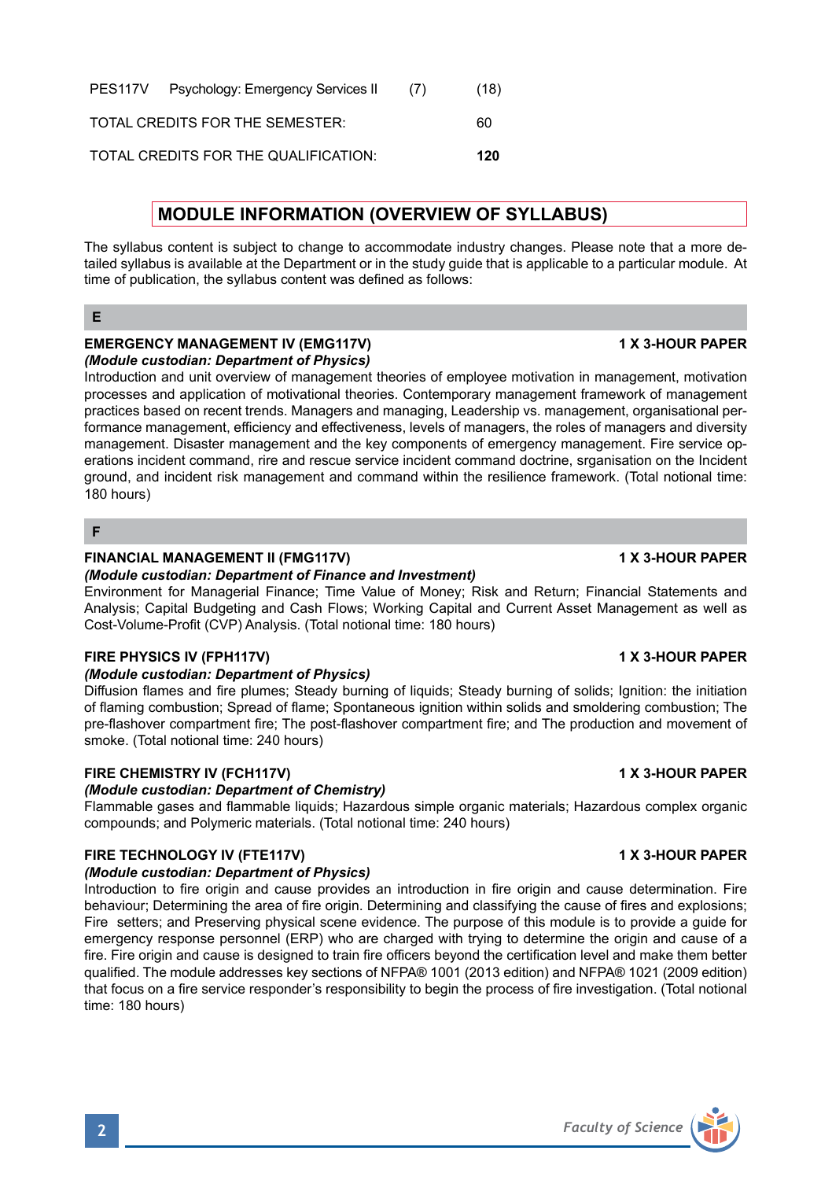| | | | |
|---|---|---|---|
| PES117V | Psychology: Emergency Services II | (7) | (18) |
| TOTAL CREDITS FOR THE SEMESTER: | | | 60 |
| TOTAL CREDITS FOR THE QUALIFICATION: | | | **120** |

## MODULE INFORMATION (OVERVIEW OF SYLLABUS)

The syllabus content is subject to change to accommodate industry changes. Please note that a more detailed syllabus is available at the Department or in the study guide that is applicable to a particular module. At time of publication, the syllabus content was defined as follows:

### E

**EMERGENCY MANAGEMENT IV (EMG117V)** **1 X 3-HOUR PAPER**
***(Module custodian: Department of Physics)***
Introduction and unit overview of management theories of employee motivation in management, motivation processes and application of motivational theories. Contemporary management framework of management practices based on recent trends. Managers and managing, Leadership vs. management, organisational performance management, efficiency and effectiveness, levels of managers, the roles of managers and diversity management. Disaster management and the key components of emergency management. Fire service operations incident command, rire and rescue service incident command doctrine, srganisation on the Incident ground, and incident risk management and command within the resilience framework. (Total notional time: 180 hours)

### F

**FINANCIAL MANAGEMENT II (FMG117V)** **1 X 3-HOUR PAPER**
***(Module custodian: Department of Finance and Investment)***
Environment for Managerial Finance; Time Value of Money; Risk and Return; Financial Statements and Analysis; Capital Budgeting and Cash Flows; Working Capital and Current Asset Management as well as Cost-Volume-Profit (CVP) Analysis. (Total notional time: 180 hours)

**FIRE PHYSICS IV (FPH117V)** **1 X 3-HOUR PAPER**
***(Module custodian: Department of Physics)***
Diffusion flames and fire plumes; Steady burning of liquids; Steady burning of solids; Ignition: the initiation of flaming combustion; Spread of flame; Spontaneous ignition within solids and smoldering combustion; The pre-flashover compartment fire; The post-flashover compartment fire; and The production and movement of smoke. (Total notional time: 240 hours)

**FIRE CHEMISTRY IV (FCH117V)** **1 X 3-HOUR PAPER**
***(Module custodian: Department of Chemistry)***
Flammable gases and flammable liquids; Hazardous simple organic materials; Hazardous complex organic compounds; and Polymeric materials. (Total notional time: 240 hours)

**FIRE TECHNOLOGY IV (FTE117V)** **1 X 3-HOUR PAPER**
***(Module custodian: Department of Physics)***
Introduction to fire origin and cause provides an introduction in fire origin and cause determination. Fire behaviour; Determining the area of fire origin. Determining and classifying the cause of fires and explosions; Fire setters; and Preserving physical scene evidence. The purpose of this module is to provide a guide for emergency response personnel (ERP) who are charged with trying to determine the origin and cause of a fire. Fire origin and cause is designed to train fire officers beyond the certification level and make them better qualified. The module addresses key sections of NFPA® 1001 (2013 edition) and NFPA® 1021 (2009 edition) that focus on a fire service responder's responsibility to begin the process of fire investigation. (Total notional time: 180 hours)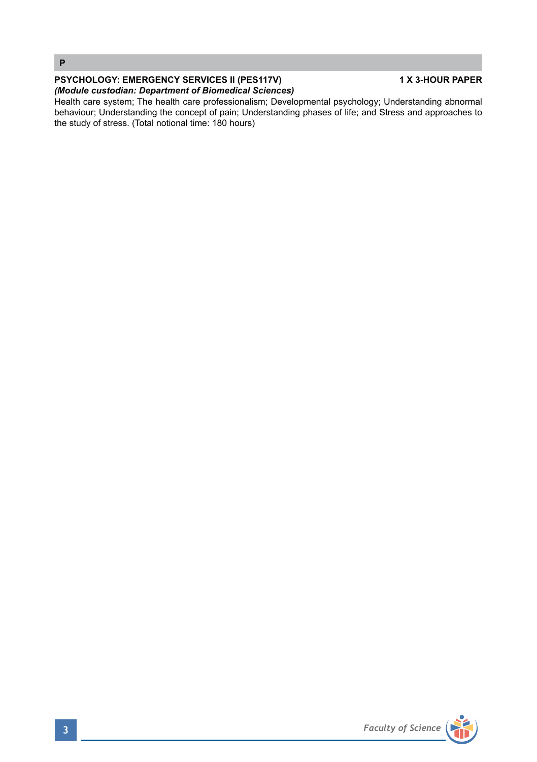## P

**PSYCHOLOGY: EMERGENCY SERVICES II (PES117V)** **1 X 3-HOUR PAPER**
***(Module custodian: Department of Biomedical Sciences)***

Health care system; The health care professionalism; Developmental psychology; Understanding abnormal behaviour; Understanding the concept of pain; Understanding phases of life; and Stress and approaches to the study of stress. (Total notional time: 180 hours)